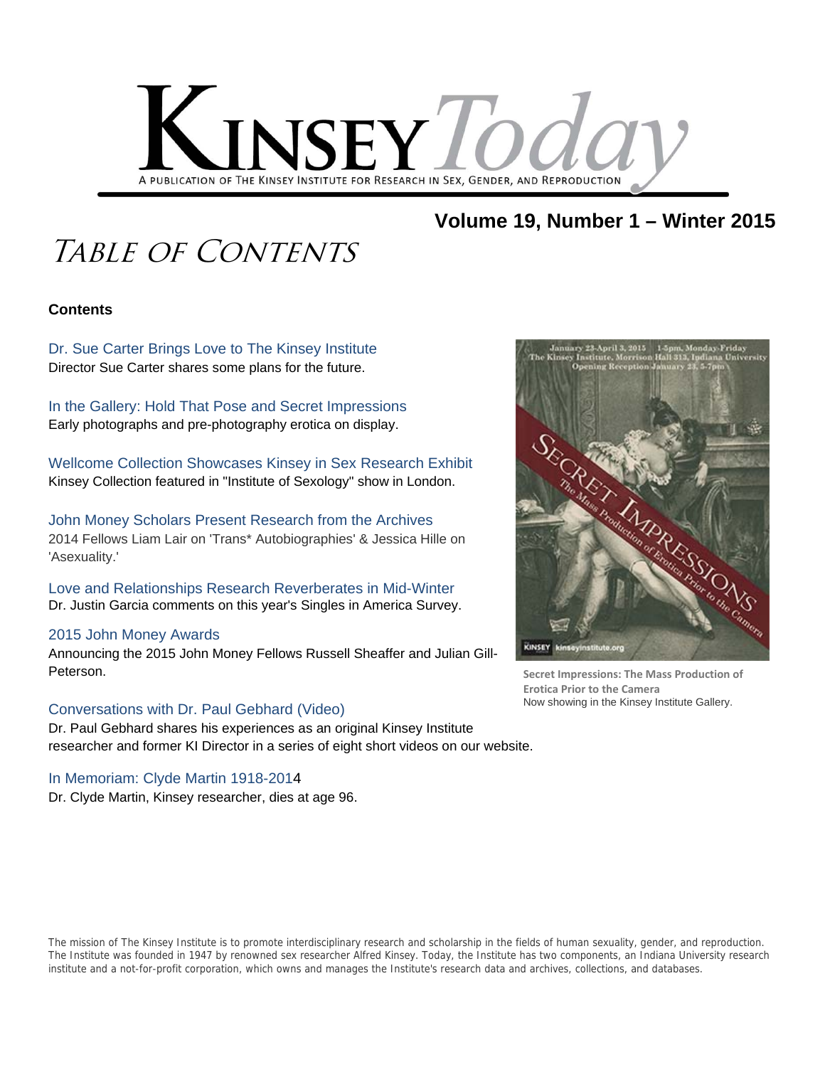# KINSEY *Today*

A PUBLICATION OF THE KINSEY INSTITUTE FOR RESEARCH IN SEX, GENDER, AND REPRODUCTION

## Volume 19, Number 1 – Winter 2015

# *Table of Contents*

**Contents**

Dr. Sue Carter Brings Love to The Kinsey Institute
Director Sue Carter shares some plans for the future.

In the Gallery: Hold That Pose and Secret Impressions
Early photographs and pre-photography erotica on display.

Wellcome Collection Showcases Kinsey in Sex Research Exhibit
Kinsey Collection featured in "Institute of Sexology" show in London.

John Money Scholars Present Research from the Archives
2014 Fellows Liam Lair on 'Trans* Autobiographies' & Jessica Hille on 'Asexuality.'

Love and Relationships Research Reverberates in Mid-Winter
Dr. Justin Garcia comments on this year's Singles in America Survey.

2015 John Money Awards
Announcing the 2015 John Money Fellows Russell Sheaffer and Julian Gill-Peterson.

Conversations with Dr. Paul Gebhard (Video)
Dr. Paul Gebhard shares his experiences as an original Kinsey Institute researcher and former KI Director in a series of eight short videos on our website.

In Memoriam: Clyde Martin 1918-2014
Dr. Clyde Martin, Kinsey researcher, dies at age 96.

**Secret Impressions: The Mass Production of Erotica Prior to the Camera**
Now showing in the Kinsey Institute Gallery.

The mission of The Kinsey Institute is to promote interdisciplinary research and scholarship in the fields of human sexuality, gender, and reproduction. The Institute was founded in 1947 by renowned sex researcher Alfred Kinsey. Today, the Institute has two components, an Indiana University research institute and a not-for-profit corporation, which owns and manages the Institute's research data and archives, collections, and databases.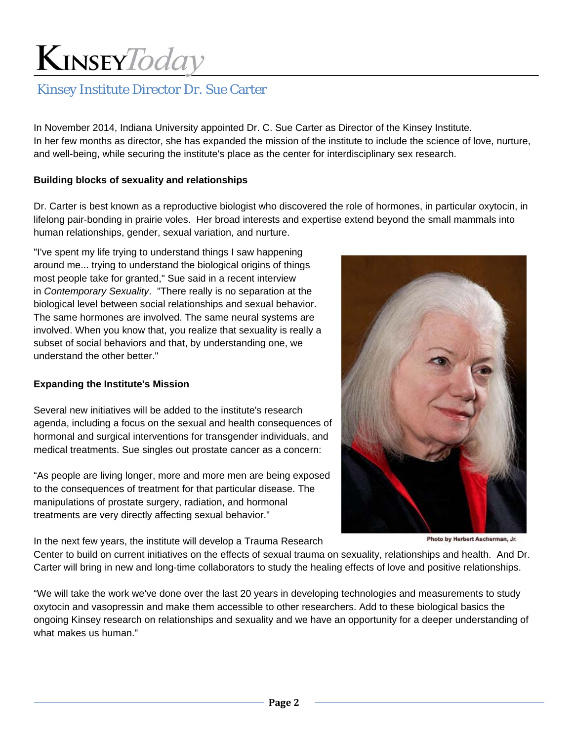# Kinsey Today

## Kinsey Institute Director Dr. Sue Carter

In November 2014, Indiana University appointed Dr. C. Sue Carter as Director of the Kinsey Institute. In her few months as director, she has expanded the mission of the institute to include the science of love, nurture, and well-being, while securing the institute's place as the center for interdisciplinary sex research.

**Building blocks of sexuality and relationships**

Dr. Carter is best known as a reproductive biologist who discovered the role of hormones, in particular oxytocin, in lifelong pair-bonding in prairie voles. Her broad interests and expertise extend beyond the small mammals into human relationships, gender, sexual variation, and nurture.

"I've spent my life trying to understand things I saw happening around me... trying to understand the biological origins of things most people take for granted," Sue said in a recent interview in *Contemporary Sexuality*. "There really is no separation at the biological level between social relationships and sexual behavior. The same hormones are involved. The same neural systems are involved. When you know that, you realize that sexuality is really a subset of social behaviors and that, by understanding one, we understand the other better."

**Expanding the Institute's Mission**

Several new initiatives will be added to the institute's research agenda, including a focus on the sexual and health consequences of hormonal and surgical interventions for transgender individuals, and medical treatments. Sue singles out prostate cancer as a concern:

"As people are living longer, more and more men are being exposed to the consequences of treatment for that particular disease. The manipulations of prostate surgery, radiation, and hormonal treatments are very directly affecting sexual behavior."

Photo by Herbert Ascherman, Jr.

In the next few years, the institute will develop a Trauma Research Center to build on current initiatives on the effects of sexual trauma on sexuality, relationships and health. And Dr. Carter will bring in new and long-time collaborators to study the healing effects of love and positive relationships.

"We will take the work we've done over the last 20 years in developing technologies and measurements to study oxytocin and vasopressin and make them accessible to other researchers. Add to these biological basics the ongoing Kinsey research on relationships and sexuality and we have an opportunity for a deeper understanding of what makes us human."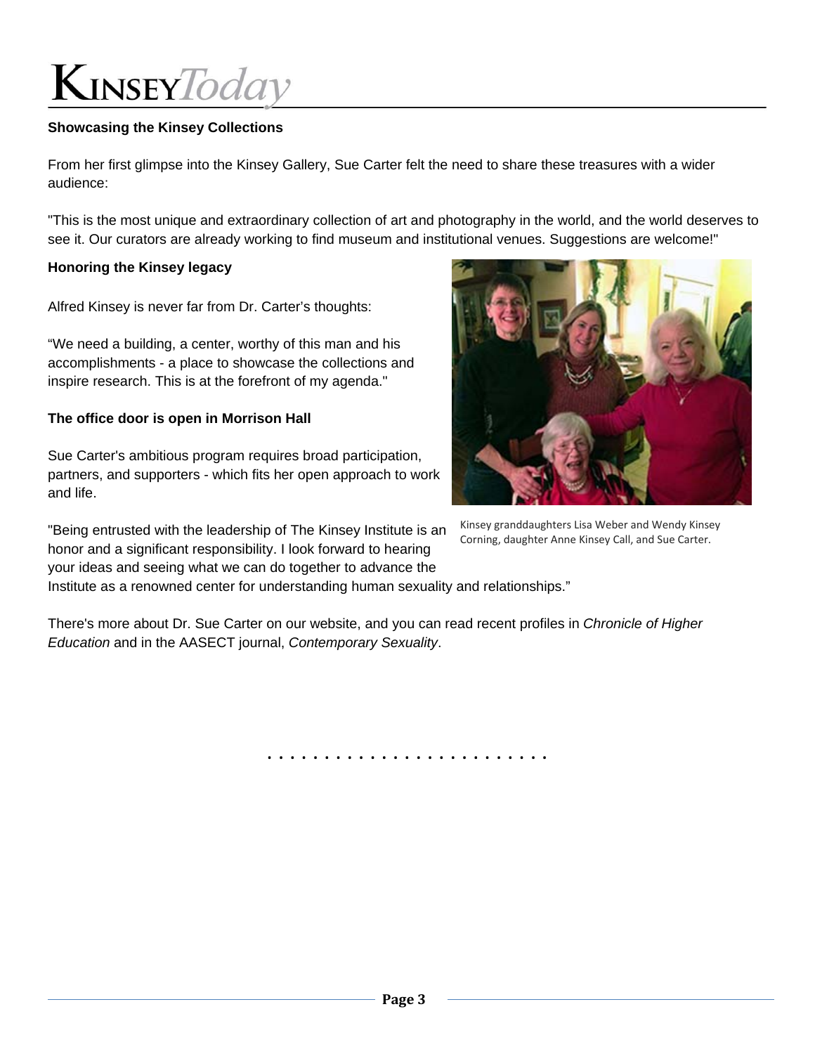**Showcasing the Kinsey Collections**

From her first glimpse into the Kinsey Gallery, Sue Carter felt the need to share these treasures with a wider audience:

"This is the most unique and extraordinary collection of art and photography in the world, and the world deserves to see it. Our curators are already working to find museum and institutional venues. Suggestions are welcome!"

**Honoring the Kinsey legacy**

Alfred Kinsey is never far from Dr. Carter's thoughts:

"We need a building, a center, worthy of this man and his accomplishments - a place to showcase the collections and inspire research. This is at the forefront of my agenda."

**The office door is open in Morrison Hall**

Sue Carter's ambitious program requires broad participation, partners, and supporters - which fits her open approach to work and life.

"Being entrusted with the leadership of The Kinsey Institute is an honor and a significant responsibility. I look forward to hearing your ideas and seeing what we can do together to advance the Institute as a renowned center for understanding human sexuality and relationships."

Kinsey granddaughters Lisa Weber and Wendy Kinsey Corning, daughter Anne Kinsey Call, and Sue Carter.

There's more about Dr. Sue Carter on our website, and you can read recent profiles in *Chronicle of Higher Education* and in the AASECT journal, *Contemporary Sexuality*.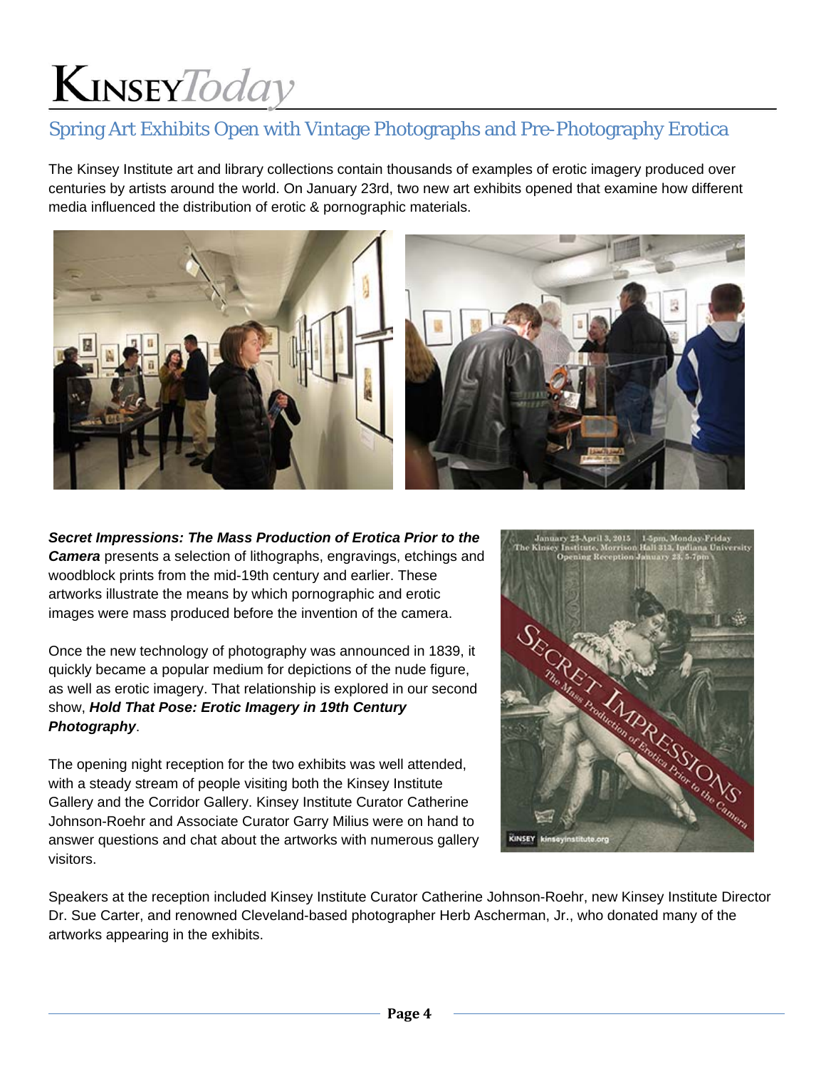# Spring Art Exhibits Open with Vintage Photographs and Pre-Photography Erotica

The Kinsey Institute art and library collections contain thousands of examples of erotic imagery produced over centuries by artists around the world. On January 23rd, two new art exhibits opened that examine how different media influenced the distribution of erotic & pornographic materials.

***Secret Impressions: The Mass Production of Erotica Prior to the Camera*** presents a selection of lithographs, engravings, etchings and woodblock prints from the mid-19th century and earlier. These artworks illustrate the means by which pornographic and erotic images were mass produced before the invention of the camera.

Once the new technology of photography was announced in 1839, it quickly became a popular medium for depictions of the nude figure, as well as erotic imagery. That relationship is explored in our second show, ***Hold That Pose: Erotic Imagery in 19th Century Photography***.

The opening night reception for the two exhibits was well attended, with a steady stream of people visiting both the Kinsey Institute Gallery and the Corridor Gallery. Kinsey Institute Curator Catherine Johnson-Roehr and Associate Curator Garry Milius were on hand to answer questions and chat about the artworks with numerous gallery visitors.

Speakers at the reception included Kinsey Institute Curator Catherine Johnson-Roehr, new Kinsey Institute Director Dr. Sue Carter, and renowned Cleveland-based photographer Herb Ascherman, Jr., who donated many of the artworks appearing in the exhibits.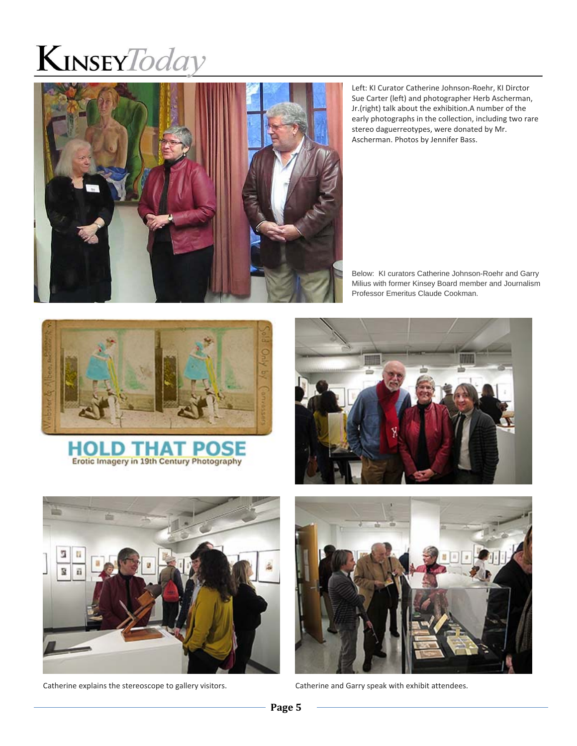Left: KI Curator Catherine Johnson-Roehr, KI Dirctor Sue Carter (left) and photographer Herb Ascherman, Jr.(right) talk about the exhibition.A number of the early photographs in the collection, including two rare stereo daguerreotypes, were donated by Mr. Ascherman. Photos by Jennifer Bass.

Below: KI curators Catherine Johnson-Roehr and Garry Milius with former Kinsey Board member and Journalism Professor Emeritus Claude Cookman.

**HOLD THAT POSE**

Erotic Imagery in 19th Century Photography

Catherine explains the stereoscope to gallery visitors.

Catherine and Garry speak with exhibit attendees.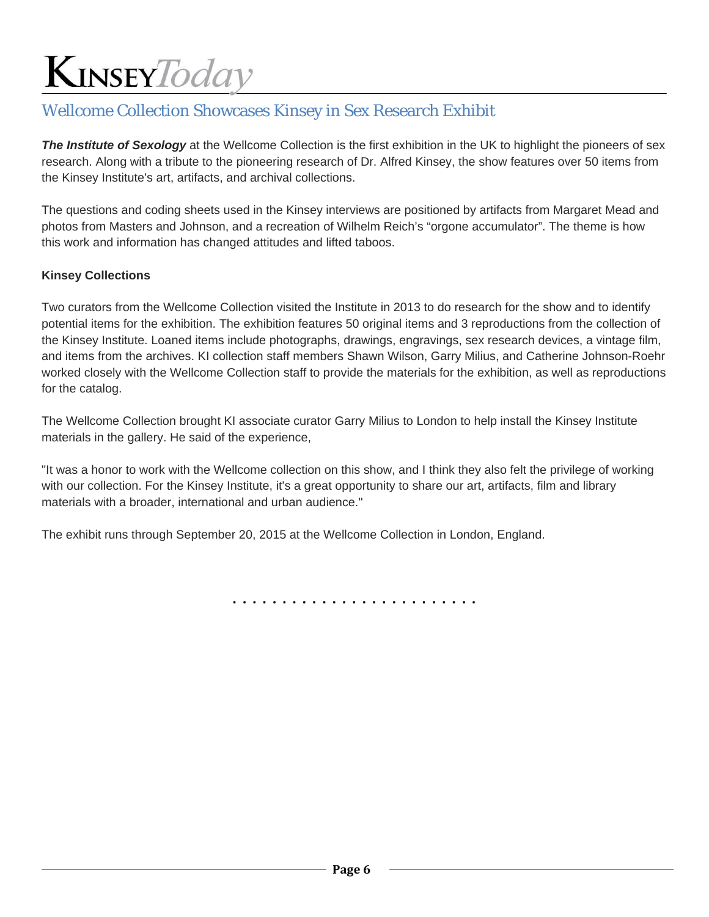## Wellcome Collection Showcases Kinsey in Sex Research Exhibit

***The Institute of Sexology*** at the Wellcome Collection is the first exhibition in the UK to highlight the pioneers of sex research. Along with a tribute to the pioneering research of Dr. Alfred Kinsey, the show features over 50 items from the Kinsey Institute's art, artifacts, and archival collections.

The questions and coding sheets used in the Kinsey interviews are positioned by artifacts from Margaret Mead and photos from Masters and Johnson, and a recreation of Wilhelm Reich's "orgone accumulator". The theme is how this work and information has changed attitudes and lifted taboos.

**Kinsey Collections**

Two curators from the Wellcome Collection visited the Institute in 2013 to do research for the show and to identify potential items for the exhibition. The exhibition features 50 original items and 3 reproductions from the collection of the Kinsey Institute. Loaned items include photographs, drawings, engravings, sex research devices, a vintage film, and items from the archives. KI collection staff members Shawn Wilson, Garry Milius, and Catherine Johnson-Roehr worked closely with the Wellcome Collection staff to provide the materials for the exhibition, as well as reproductions for the catalog.

The Wellcome Collection brought KI associate curator Garry Milius to London to help install the Kinsey Institute materials in the gallery. He said of the experience,

"It was a honor to work with the Wellcome collection on this show, and I think they also felt the privilege of working with our collection. For the Kinsey Institute, it's a great opportunity to share our art, artifacts, film and library materials with a broader, international and urban audience."

The exhibit runs through September 20, 2015 at the Wellcome Collection in London, England.

. . . . . . . . . . . . . . . . . . . . . . . . .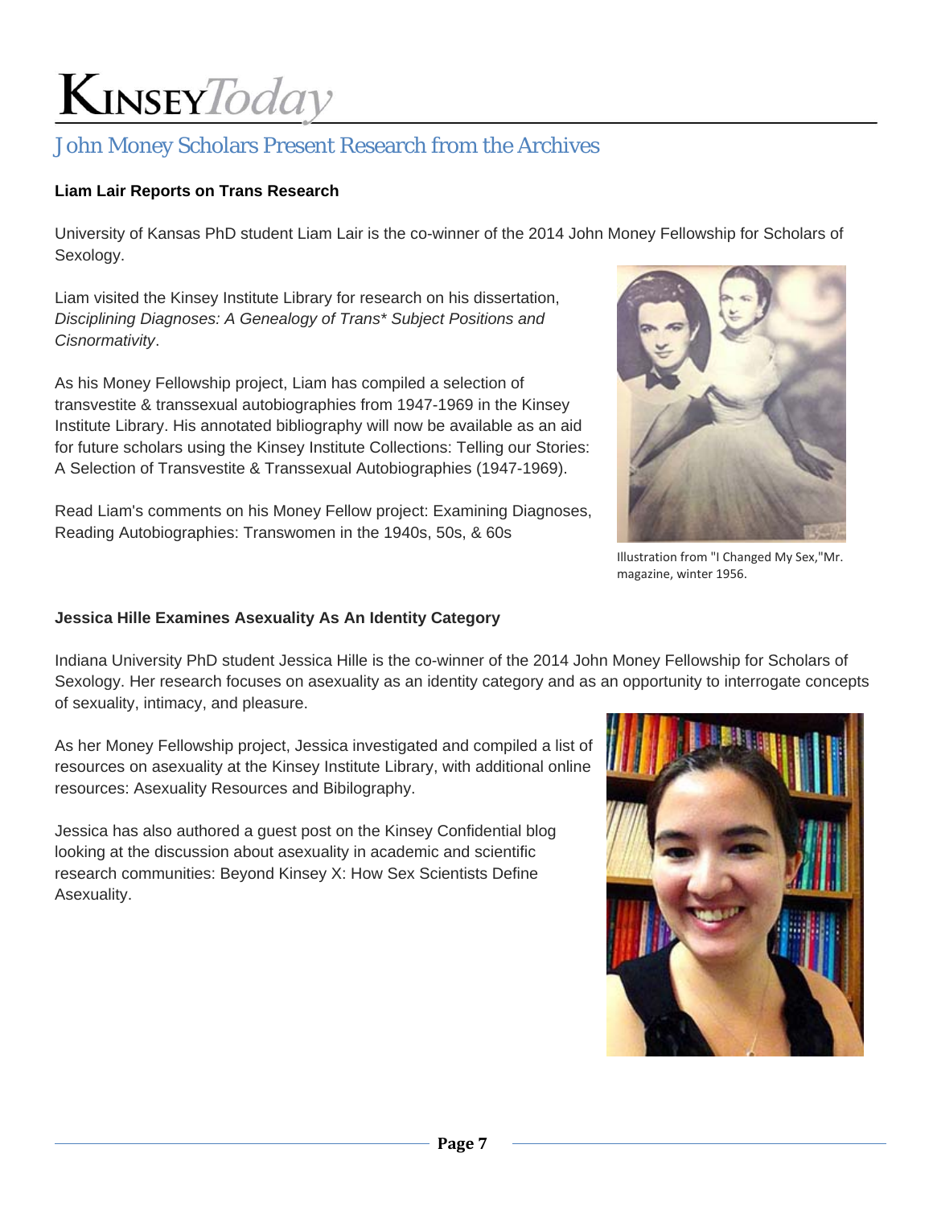## John Money Scholars Present Research from the Archives

### Liam Lair Reports on Trans Research

University of Kansas PhD student Liam Lair is the co-winner of the 2014 John Money Fellowship for Scholars of Sexology.

Liam visited the Kinsey Institute Library for research on his dissertation, *Disciplining Diagnoses: A Genealogy of Trans* Subject Positions and Cisnormativity*.

As his Money Fellowship project, Liam has compiled a selection of transvestite & transsexual autobiographies from 1947-1969 in the Kinsey Institute Library. His annotated bibliography will now be available as an aid for future scholars using the Kinsey Institute Collections: Telling our Stories: A Selection of Transvestite & Transsexual Autobiographies (1947-1969).

Read Liam's comments on his Money Fellow project: Examining Diagnoses, Reading Autobiographies: Transwomen in the 1940s, 50s, & 60s

Illustration from "I Changed My Sex,"Mr. magazine, winter 1956.

### Jessica Hille Examines Asexuality As An Identity Category

Indiana University PhD student Jessica Hille is the co-winner of the 2014 John Money Fellowship for Scholars of Sexology. Her research focuses on asexuality as an identity category and as an opportunity to interrogate concepts of sexuality, intimacy, and pleasure.

As her Money Fellowship project, Jessica investigated and compiled a list of resources on asexuality at the Kinsey Institute Library, with additional online resources: Asexuality Resources and Bibilography.

Jessica has also authored a guest post on the Kinsey Confidential blog looking at the discussion about asexuality in academic and scientific research communities: Beyond Kinsey X: How Sex Scientists Define Asexuality.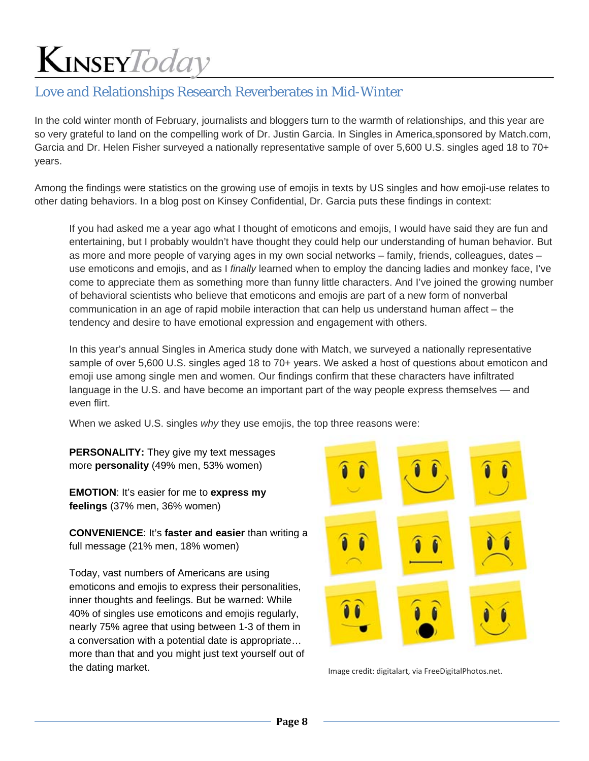## Love and Relationships Research Reverberates in Mid-Winter

In the cold winter month of February, journalists and bloggers turn to the warmth of relationships, and this year are so very grateful to land on the compelling work of Dr. Justin Garcia. In Singles in America,sponsored by Match.com, Garcia and Dr. Helen Fisher surveyed a nationally representative sample of over 5,600 U.S. singles aged 18 to 70+ years.

Among the findings were statistics on the growing use of emojis in texts by US singles and how emoji-use relates to other dating behaviors. In a blog post on Kinsey Confidential, Dr. Garcia puts these findings in context:

> If you had asked me a year ago what I thought of emoticons and emojis, I would have said they are fun and entertaining, but I probably wouldn't have thought they could help our understanding of human behavior. But as more and more people of varying ages in my own social networks – family, friends, colleagues, dates – use emoticons and emojis, and as I *finally* learned when to employ the dancing ladies and monkey face, I've come to appreciate them as something more than funny little characters. And I've joined the growing number of behavioral scientists who believe that emoticons and emojis are part of a new form of nonverbal communication in an age of rapid mobile interaction that can help us understand human affect – the tendency and desire to have emotional expression and engagement with others.
>
> In this year's annual Singles in America study done with Match, we surveyed a nationally representative sample of over 5,600 U.S. singles aged 18 to 70+ years. We asked a host of questions about emoticon and emoji use among single men and women. Our findings confirm that these characters have infiltrated language in the U.S. and have become an important part of the way people express themselves — and even flirt.
>
> When we asked U.S. singles *why* they use emojis, the top three reasons were:
>
> **PERSONALITY:** They give my text messages more **personality** (49% men, 53% women)
>
> **EMOTION**: It's easier for me to **express my feelings** (37% men, 36% women)
>
> **CONVENIENCE**: It's **faster and easier** than writing a full message (21% men, 18% women)
>
> Today, vast numbers of Americans are using emoticons and emojis to express their personalities, inner thoughts and feelings. But be warned: While 40% of singles use emoticons and emojis regularly, nearly 75% agree that using between 1-3 of them in a conversation with a potential date is appropriate… more than that and you might just text yourself out of the dating market.

Image credit: digitalart, via FreeDigitalPhotos.net.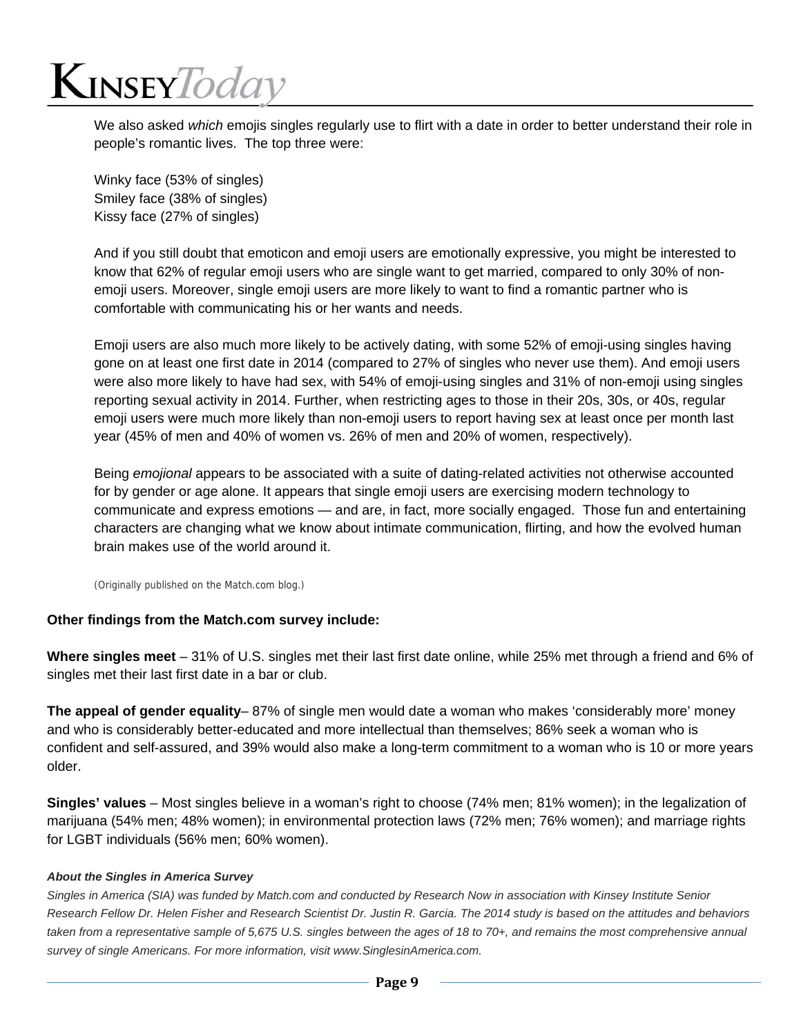We also asked *which* emojis singles regularly use to flirt with a date in order to better understand their role in people's romantic lives. The top three were:

Winky face (53% of singles)
Smiley face (38% of singles)
Kissy face (27% of singles)

And if you still doubt that emoticon and emoji users are emotionally expressive, you might be interested to know that 62% of regular emoji users who are single want to get married, compared to only 30% of non-emoji users. Moreover, single emoji users are more likely to want to find a romantic partner who is comfortable with communicating his or her wants and needs.

Emoji users are also much more likely to be actively dating, with some 52% of emoji-using singles having gone on at least one first date in 2014 (compared to 27% of singles who never use them). And emoji users were also more likely to have had sex, with 54% of emoji-using singles and 31% of non-emoji using singles reporting sexual activity in 2014. Further, when restricting ages to those in their 20s, 30s, or 40s, regular emoji users were much more likely than non-emoji users to report having sex at least once per month last year (45% of men and 40% of women vs. 26% of men and 20% of women, respectively).

Being *emojional* appears to be associated with a suite of dating-related activities not otherwise accounted for by gender or age alone. It appears that single emoji users are exercising modern technology to communicate and express emotions — and are, in fact, more socially engaged. Those fun and entertaining characters are changing what we know about intimate communication, flirting, and how the evolved human brain makes use of the world around it.

(Originally published on the Match.com blog.)

**Other findings from the Match.com survey include:**

**Where singles meet** – 31% of U.S. singles met their last first date online, while 25% met through a friend and 6% of singles met their last first date in a bar or club.

**The appeal of gender equality**– 87% of single men would date a woman who makes 'considerably more' money and who is considerably better-educated and more intellectual than themselves; 86% seek a woman who is confident and self-assured, and 39% would also make a long-term commitment to a woman who is 10 or more years older.

**Singles' values** – Most singles believe in a woman's right to choose (74% men; 81% women); in the legalization of marijuana (54% men; 48% women); in environmental protection laws (72% men; 76% women); and marriage rights for LGBT individuals (56% men; 60% women).

***About the Singles in America Survey***

*Singles in America (SIA) was funded by Match.com and conducted by Research Now in association with Kinsey Institute Senior Research Fellow Dr. Helen Fisher and Research Scientist Dr. Justin R. Garcia. The 2014 study is based on the attitudes and behaviors taken from a representative sample of 5,675 U.S. singles between the ages of 18 to 70+, and remains the most comprehensive annual survey of single Americans. For more information, visit www.SinglesinAmerica.com.*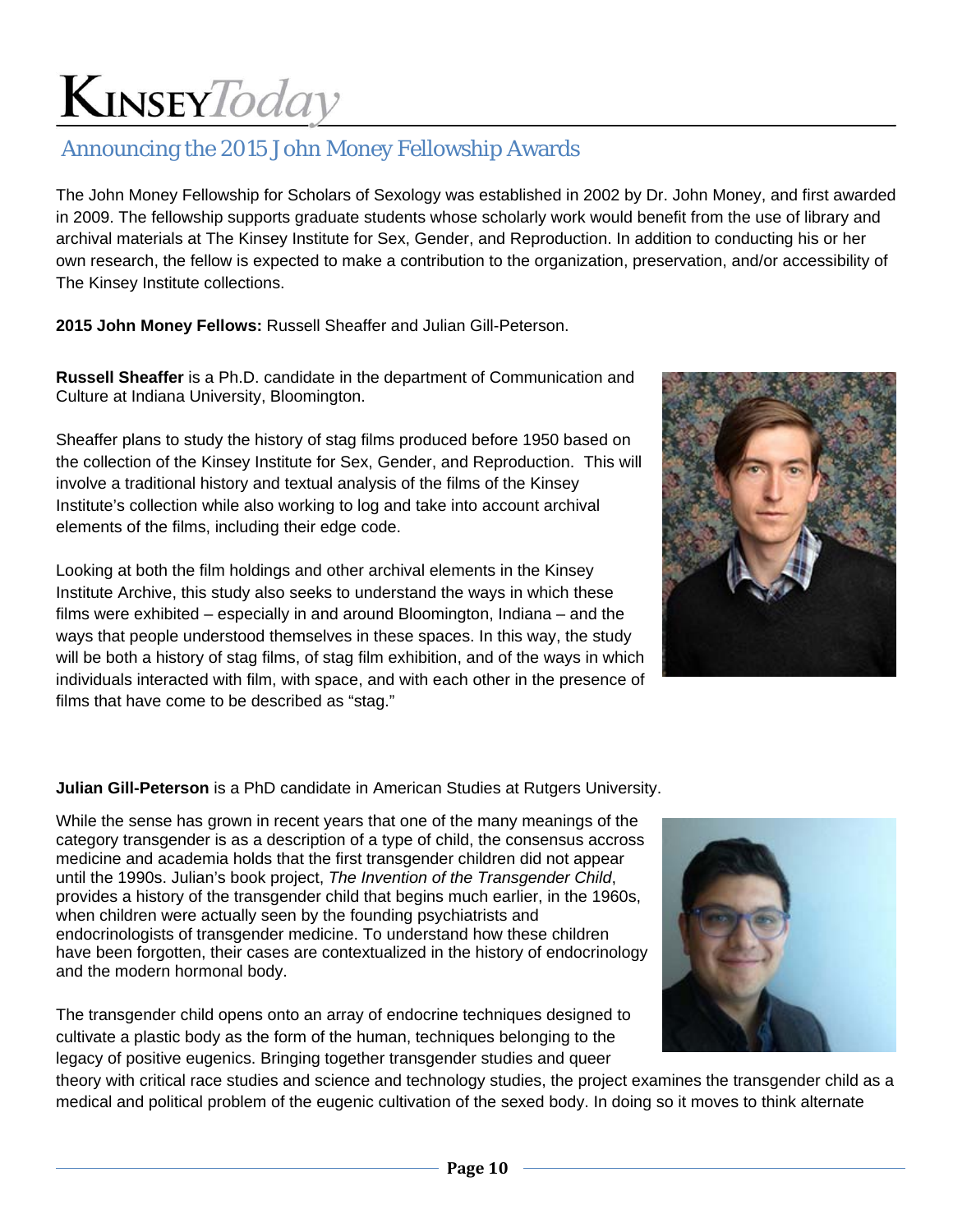## Announcing the 2015 John Money Fellowship Awards

The John Money Fellowship for Scholars of Sexology was established in 2002 by Dr. John Money, and first awarded in 2009. The fellowship supports graduate students whose scholarly work would benefit from the use of library and archival materials at The Kinsey Institute for Sex, Gender, and Reproduction. In addition to conducting his or her own research, the fellow is expected to make a contribution to the organization, preservation, and/or accessibility of The Kinsey Institute collections.

**2015 John Money Fellows:** Russell Sheaffer and Julian Gill-Peterson.

**Russell Sheaffer** is a Ph.D. candidate in the department of Communication and Culture at Indiana University, Bloomington.

Sheaffer plans to study the history of stag films produced before 1950 based on the collection of the Kinsey Institute for Sex, Gender, and Reproduction. This will involve a traditional history and textual analysis of the films of the Kinsey Institute's collection while also working to log and take into account archival elements of the films, including their edge code.

Looking at both the film holdings and other archival elements in the Kinsey Institute Archive, this study also seeks to understand the ways in which these films were exhibited – especially in and around Bloomington, Indiana – and the ways that people understood themselves in these spaces. In this way, the study will be both a history of stag films, of stag film exhibition, and of the ways in which individuals interacted with film, with space, and with each other in the presence of films that have come to be described as "stag."

**Julian Gill-Peterson** is a PhD candidate in American Studies at Rutgers University.

While the sense has grown in recent years that one of the many meanings of the category transgender is as a description of a type of child, the consensus accross medicine and academia holds that the first transgender children did not appear until the 1990s. Julian's book project, *The Invention of the Transgender Child*, provides a history of the transgender child that begins much earlier, in the 1960s, when children were actually seen by the founding psychiatrists and endocrinologists of transgender medicine. To understand how these children have been forgotten, their cases are contextualized in the history of endocrinology and the modern hormonal body.

The transgender child opens onto an array of endocrine techniques designed to cultivate a plastic body as the form of the human, techniques belonging to the legacy of positive eugenics. Bringing together transgender studies and queer theory with critical race studies and science and technology studies, the project examines the transgender child as a medical and political problem of the eugenic cultivation of the sexed body. In doing so it moves to think alternate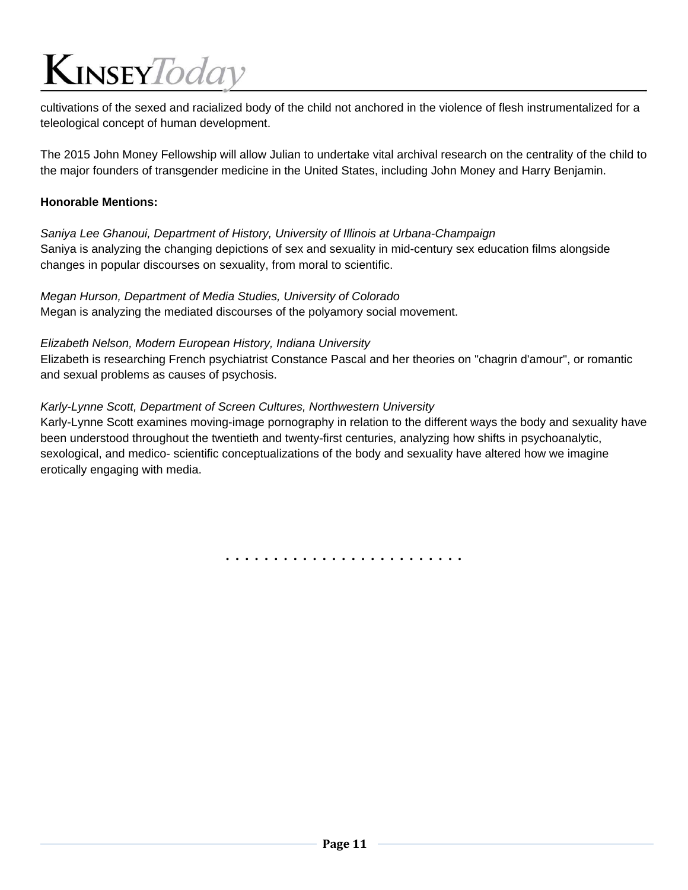cultivations of the sexed and racialized body of the child not anchored in the violence of flesh instrumentalized for a teleological concept of human development.

The 2015 John Money Fellowship will allow Julian to undertake vital archival research on the centrality of the child to the major founders of transgender medicine in the United States, including John Money and Harry Benjamin.

**Honorable Mentions:**

*Saniya Lee Ghanoui, Department of History, University of Illinois at Urbana-Champaign*
Saniya is analyzing the changing depictions of sex and sexuality in mid-century sex education films alongside changes in popular discourses on sexuality, from moral to scientific.

*Megan Hurson, Department of Media Studies, University of Colorado*
Megan is analyzing the mediated discourses of the polyamory social movement.

*Elizabeth Nelson, Modern European History, Indiana University*
Elizabeth is researching French psychiatrist Constance Pascal and her theories on "chagrin d'amour", or romantic and sexual problems as causes of psychosis.

*Karly-Lynne Scott, Department of Screen Cultures, Northwestern University*
Karly-Lynne Scott examines moving-image pornography in relation to the different ways the body and sexuality have been understood throughout the twentieth and twenty-first centuries, analyzing how shifts in psychoanalytic, sexological, and medico- scientific conceptualizations of the body and sexuality have altered how we imagine erotically engaging with media.

. . . . . . . . . . . . . . . . . . . . . . . .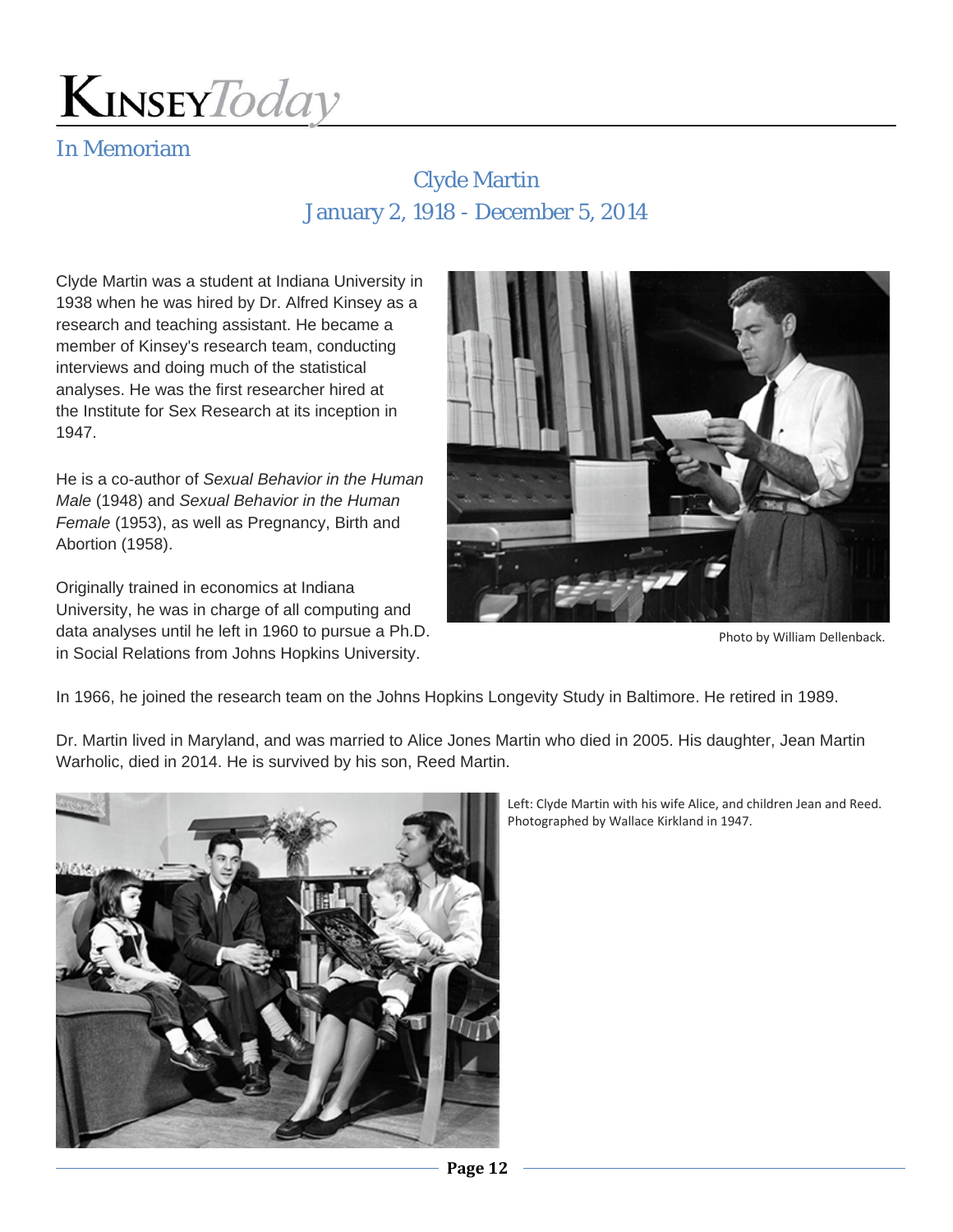## In Memoriam

### Clyde Martin
### January 2, 1918 - December 5, 2014

Clyde Martin was a student at Indiana University in 1938 when he was hired by Dr. Alfred Kinsey as a research and teaching assistant. He became a member of Kinsey's research team, conducting interviews and doing much of the statistical analyses. He was the first researcher hired at the Institute for Sex Research at its inception in 1947.

He is a co-author of *Sexual Behavior in the Human Male* (1948) and *Sexual Behavior in the Human Female* (1953), as well as Pregnancy, Birth and Abortion (1958).

Originally trained in economics at Indiana University, he was in charge of all computing and data analyses until he left in 1960 to pursue a Ph.D. in Social Relations from Johns Hopkins University.

Photo by William Dellenback.

In 1966, he joined the research team on the Johns Hopkins Longevity Study in Baltimore. He retired in 1989.

Dr. Martin lived in Maryland, and was married to Alice Jones Martin who died in 2005. His daughter, Jean Martin Warholic, died in 2014. He is survived by his son, Reed Martin.

Left: Clyde Martin with his wife Alice, and children Jean and Reed. Photographed by Wallace Kirkland in 1947.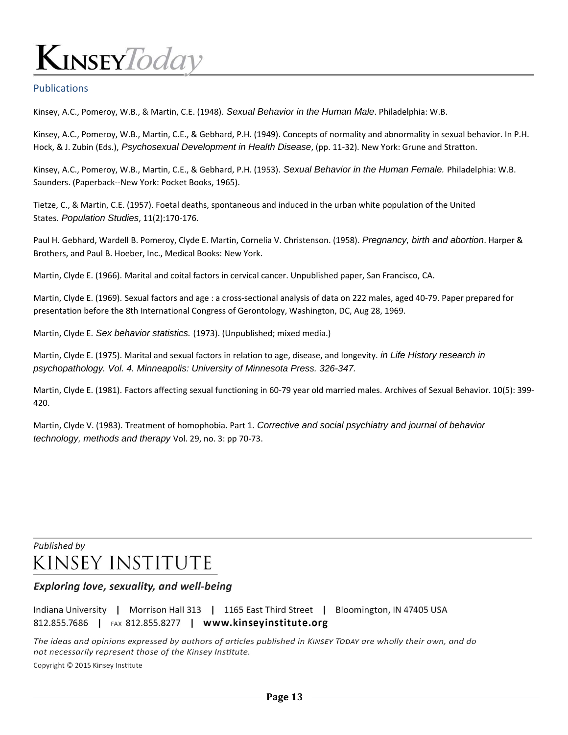## Publications

Kinsey, A.C., Pomeroy, W.B., & Martin, C.E. (1948). *Sexual Behavior in the Human Male*. Philadelphia: W.B.

Kinsey, A.C., Pomeroy, W.B., Martin, C.E., & Gebhard, P.H. (1949). Concepts of normality and abnormality in sexual behavior. In P.H. Hock, & J. Zubin (Eds.), *Psychosexual Development in Health Disease*, (pp. 11-32). New York: Grune and Stratton.

Kinsey, A.C., Pomeroy, W.B., Martin, C.E., & Gebhard, P.H. (1953). *Sexual Behavior in the Human Female.* Philadelphia: W.B. Saunders. (Paperback--New York: Pocket Books, 1965).

Tietze, C., & Martin, C.E. (1957). Foetal deaths, spontaneous and induced in the urban white population of the United States. *Population Studies*, 11(2):170-176.

Paul H. Gebhard, Wardell B. Pomeroy, Clyde E. Martin, Cornelia V. Christenson. (1958). *Pregnancy, birth and abortion*. Harper & Brothers, and Paul B. Hoeber, Inc., Medical Books: New York.

Martin, Clyde E. (1966). Marital and coital factors in cervical cancer. Unpublished paper, San Francisco, CA.

Martin, Clyde E. (1969). Sexual factors and age : a cross-sectional analysis of data on 222 males, aged 40-79. Paper prepared for presentation before the 8th International Congress of Gerontology, Washington, DC, Aug 28, 1969.

Martin, Clyde E. *Sex behavior statistics.* (1973). (Unpublished; mixed media.)

Martin, Clyde E. (1975). Marital and sexual factors in relation to age, disease, and longevity. *in Life History research in psychopathology. Vol. 4. Minneapolis: University of Minnesota Press. 326-347.*

Martin, Clyde E. (1981). Factors affecting sexual functioning in 60-79 year old married males. Archives of Sexual Behavior. 10(5): 399-420.

Martin, Clyde V. (1983). Treatment of homophobia. Part 1. *Corrective and social psychiatry and journal of behavior technology, methods and therapy* Vol. 29, no. 3: pp 70-73.

*Published by*

KINSEY INSTITUTE

***Exploring love, sexuality, and well-being***

Indiana University | Morrison Hall 313 | 1165 East Third Street | Bloomington, IN 47405 USA
812.855.7686 | FAX 812.855.8277 | **www.kinseyinstitute.org**

*The ideas and opinions expressed by authors of articles published in KINSEY TODAY are wholly their own, and do not necessarily represent those of the Kinsey Institute.*

Copyright © 2015 Kinsey Institute